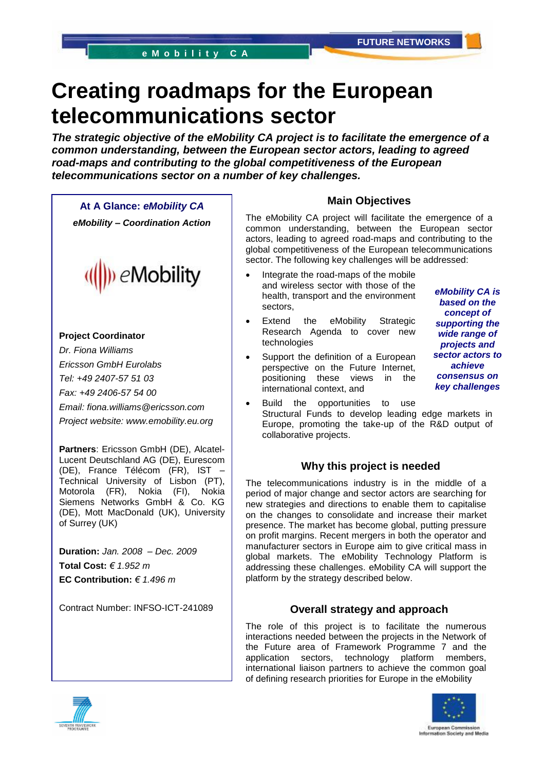# Creating roadmaps for the European telecommunications sector

***The strategic objective of the eMobility CA project is to facilitate the emergence of a common understanding, between the European sector actors, leading to agreed road-maps and contributing to the global competitiveness of the European telecommunications sector on a number of key challenges.***

**At A Glance: *eMobility CA***

***eMobility – Coordination Action***

**Project Coordinator**

*Dr. Fiona Williams*

*Ericsson GmbH Eurolabs*

*Tel: +49 2407-57 51 03*

*Fax: +49 2406-57 54 00*

*Email: fiona.williams@ericsson.com*

*Project website: www.emobility.eu.org*

**Partners**: Ericsson GmbH (DE), Alcatel-Lucent Deutschland AG (DE), Eurescom (DE), France Télécom (FR), IST – Technical University of Lisbon (PT), Motorola (FR), Nokia (FI), Nokia Siemens Networks GmbH & Co. KG (DE), Mott MacDonald (UK), University of Surrey (UK)

**Duration:** *Jan. 2008 – Dec. 2009*

**Total Cost:** *€ 1.952 m*

**EC Contribution:** *€ 1.496 m*

Contract Number: INFSO-ICT-241089

## Main Objectives

The eMobility CA project will facilitate the emergence of a common understanding, between the European sector actors, leading to agreed road-maps and contributing to the global competitiveness of the European telecommunications sector. The following key challenges will be addressed:

- Integrate the road-maps of the mobile and wireless sector with those of the health, transport and the environment sectors,
- Extend the eMobility Strategic Research Agenda to cover new technologies
- Support the definition of a European perspective on the Future Internet, positioning these views in the international context, and
- Build the opportunities to use Structural Funds to develop leading edge markets in Europe, promoting the take-up of the R&D output of collaborative projects.

***eMobility CA is based on the concept of supporting the wide range of projects and sector actors to achieve consensus on key challenges***

## Why this project is needed

The telecommunications industry is in the middle of a period of major change and sector actors are searching for new strategies and directions to enable them to capitalise on the changes to consolidate and increase their market presence. The market has become global, putting pressure on profit margins. Recent mergers in both the operator and manufacturer sectors in Europe aim to give critical mass in global markets. The eMobility Technology Platform is addressing these challenges. eMobility CA will support the platform by the strategy described below.

## Overall strategy and approach

The role of this project is to facilitate the numerous interactions needed between the projects in the Network of the Future area of Framework Programme 7 and the application sectors, technology platform members, international liaison partners to achieve the common goal of defining research priorities for Europe in the eMobility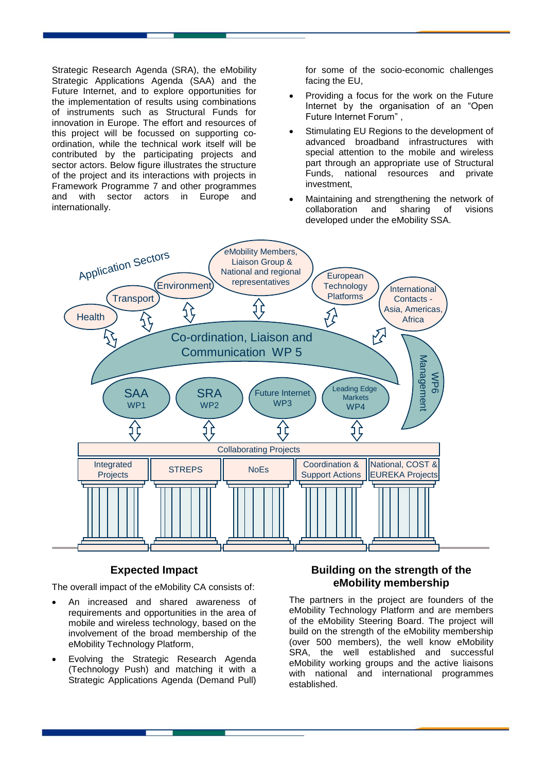Strategic Research Agenda (SRA), the eMobility Strategic Applications Agenda (SAA) and the Future Internet, and to explore opportunities for the implementation of results using combinations of instruments such as Structural Funds for innovation in Europe. The effort and resources of this project will be focussed on supporting co-ordination, while the technical work itself will be contributed by the participating projects and sector actors. Below figure illustrates the structure of the project and its interactions with projects in Framework Programme 7 and other programmes and with sector actors in Europe and internationally.

for some of the socio-economic challenges facing the EU,

- Providing a focus for the work on the Future Internet by the organisation of an "Open Future Internet Forum" ,
- Stimulating EU Regions to the development of advanced broadband infrastructures with special attention to the mobile and wireless part through an appropriate use of Structural Funds, national resources and private investment,
- Maintaining and strengthening the network of collaboration and sharing of visions developed under the eMobility SSA.

Application Sectors

Health

Transport

Environment

eMobility Members, Liaison Group & National and regional representatives

European Technology Platforms

International Contacts - Asia, Americas, Africa

Co-ordination, Liaison and Communication WP 5

WP6 Management

SAA WP1

SRA WP2

Future Internet WP3

Leading Edge Markets WP4

Collaborating Projects

Integrated Projects

STREPS

NoEs

Coordination & Support Actions

National, COST & EUREKA Projects

## Expected Impact

The overall impact of the eMobility CA consists of:

- An increased and shared awareness of requirements and opportunities in the area of mobile and wireless technology, based on the involvement of the broad membership of the eMobility Technology Platform,
- Evolving the Strategic Research Agenda (Technology Push) and matching it with a Strategic Applications Agenda (Demand Pull)

## Building on the strength of the eMobility membership

The partners in the project are founders of the eMobility Technology Platform and are members of the eMobility Steering Board. The project will build on the strength of the eMobility membership (over 500 members), the well know eMobility SRA, the well established and successful eMobility working groups and the active liaisons with national and international programmes established.